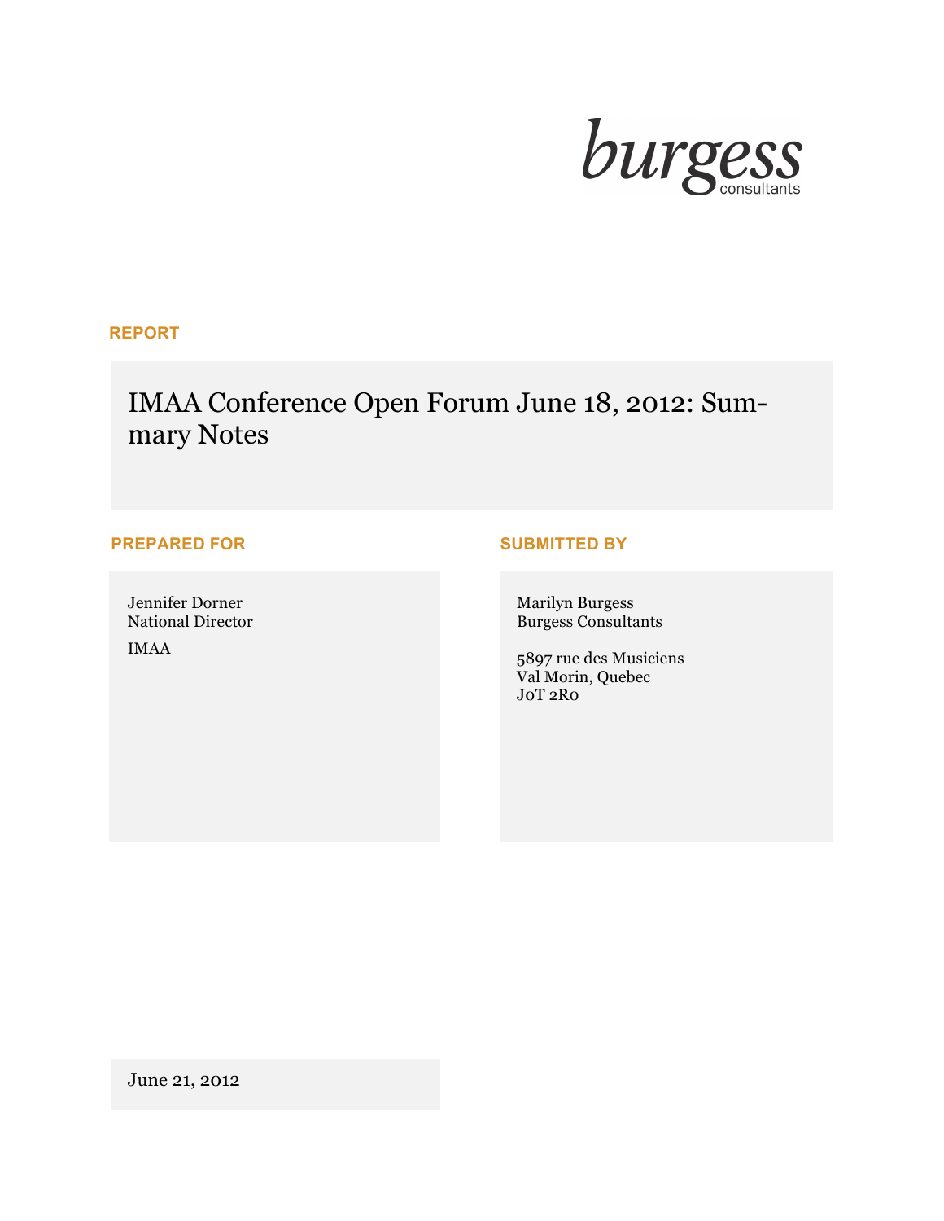burgess
consultants

REPORT

# IMAA Conference Open Forum June 18, 2012: Summary Notes

**PREPARED FOR**

Jennifer Dorner
National Director

IMAA

**SUBMITTED BY**

Marilyn Burgess
Burgess Consultants

5897 rue des Musiciens
Val Morin, Quebec
J0T 2R0

June 21, 2012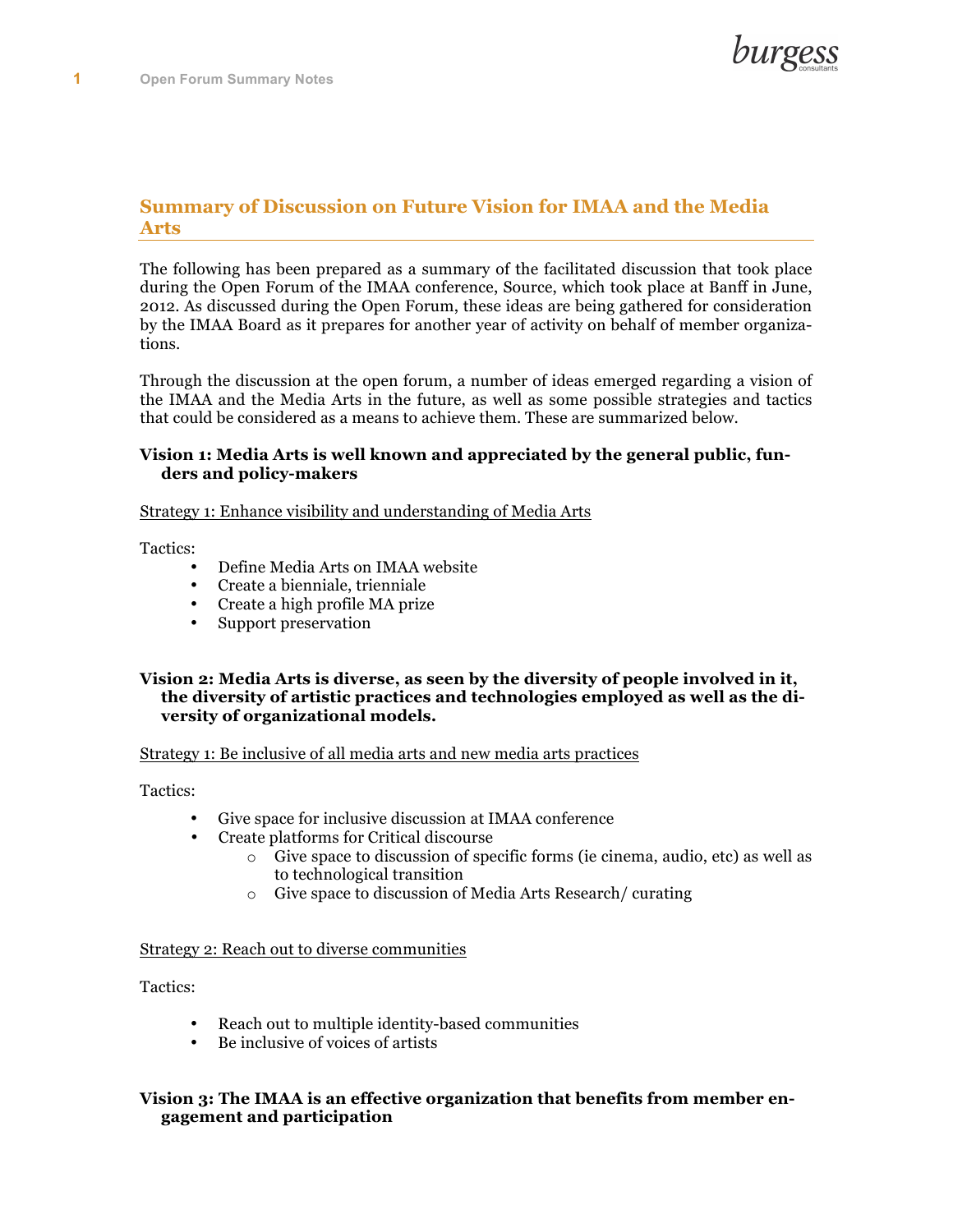## Summary of Discussion on Future Vision for IMAA and the Media Arts

The following has been prepared as a summary of the facilitated discussion that took place during the Open Forum of the IMAA conference, Source, which took place at Banff in June, 2012. As discussed during the Open Forum, these ideas are being gathered for consideration by the IMAA Board as it prepares for another year of activity on behalf of member organizations.

Through the discussion at the open forum, a number of ideas emerged regarding a vision of the IMAA and the Media Arts in the future, as well as some possible strategies and tactics that could be considered as a means to achieve them. These are summarized below.

### Vision 1: Media Arts is well known and appreciated by the general public, funders and policy-makers

Strategy 1: Enhance visibility and understanding of Media Arts

Tactics:

- Define Media Arts on IMAA website
- Create a bienniale, trienniale
- Create a high profile MA prize
- Support preservation

### Vision 2: Media Arts is diverse, as seen by the diversity of people involved in it, the diversity of artistic practices and technologies employed as well as the diversity of organizational models.

Strategy 1: Be inclusive of all media arts and new media arts practices

Tactics:

- Give space for inclusive discussion at IMAA conference
- Create platforms for Critical discourse
  - Give space to discussion of specific forms (ie cinema, audio, etc) as well as to technological transition
  - Give space to discussion of Media Arts Research/ curating

Strategy 2: Reach out to diverse communities

Tactics:

- Reach out to multiple identity-based communities
- Be inclusive of voices of artists

### Vision 3: The IMAA is an effective organization that benefits from member engagement and participation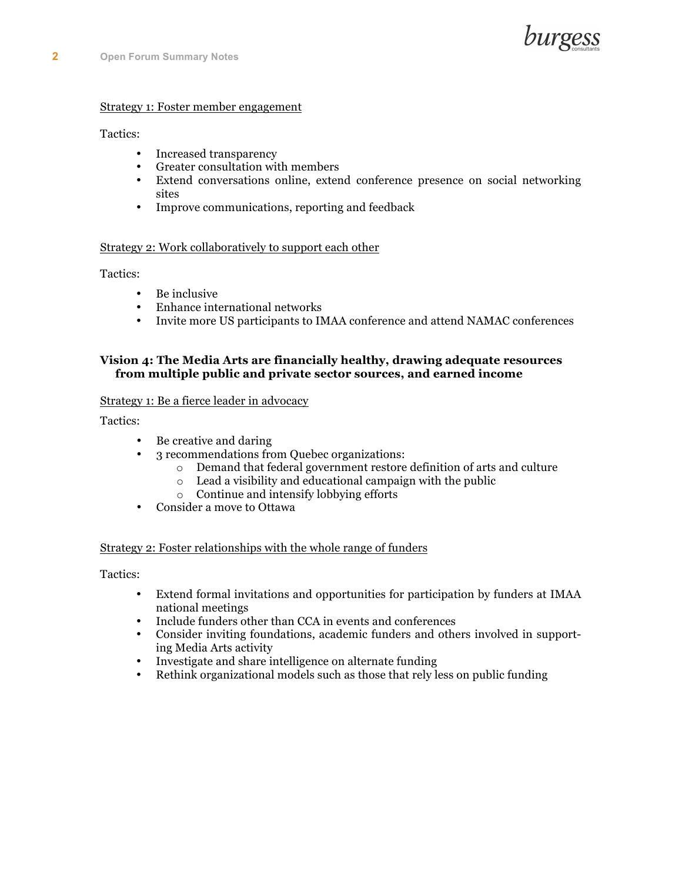Strategy 1: Foster member engagement

Tactics:

- Increased transparency
- Greater consultation with members
- Extend conversations online, extend conference presence on social networking sites
- Improve communications, reporting and feedback

Strategy 2: Work collaboratively to support each other

Tactics:

- Be inclusive
- Enhance international networks
- Invite more US participants to IMAA conference and attend NAMAC conferences

**Vision 4: The Media Arts are financially healthy, drawing adequate resources from multiple public and private sector sources, and earned income**

Strategy 1: Be a fierce leader in advocacy

Tactics:

- Be creative and daring
- 3 recommendations from Quebec organizations:
  - Demand that federal government restore definition of arts and culture
  - Lead a visibility and educational campaign with the public
  - Continue and intensify lobbying efforts
- Consider a move to Ottawa

Strategy 2: Foster relationships with the whole range of funders

Tactics:

- Extend formal invitations and opportunities for participation by funders at IMAA national meetings
- Include funders other than CCA in events and conferences
- Consider inviting foundations, academic funders and others involved in supporting Media Arts activity
- Investigate and share intelligence on alternate funding
- Rethink organizational models such as those that rely less on public funding